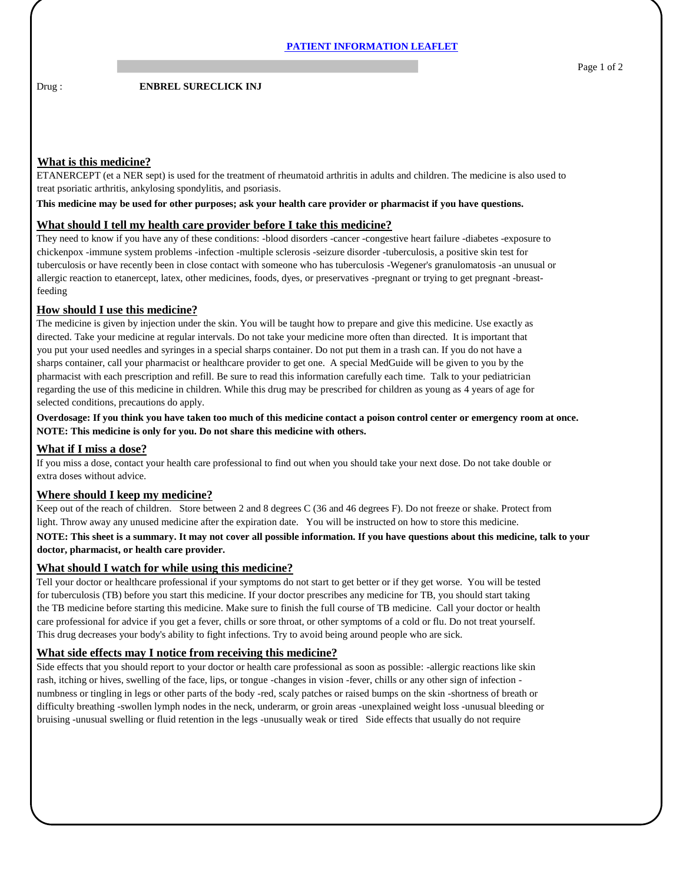# PATIENT INFORMATION LEAFLET

Drug : **ENBREL SURECLICK INJ**

## What is this medicine?

ETANERCEPT (et a NER sept) is used for the treatment of rheumatoid arthritis in adults and children. The medicine is also used to treat psoriatic arthritis, ankylosing spondylitis, and psoriasis.

**This medicine may be used for other purposes; ask your health care provider or pharmacist if you have questions.**

## What should I tell my health care provider before I take this medicine?

They need to know if you have any of these conditions: -blood disorders -cancer -congestive heart failure -diabetes -exposure to chickenpox -immune system problems -infection -multiple sclerosis -seizure disorder -tuberculosis, a positive skin test for tuberculosis or have recently been in close contact with someone who has tuberculosis -Wegener's granulomatosis -an unusual or allergic reaction to etanercept, latex, other medicines, foods, dyes, or preservatives -pregnant or trying to get pregnant -breast-feeding

## How should I use this medicine?

The medicine is given by injection under the skin. You will be taught how to prepare and give this medicine. Use exactly as directed. Take your medicine at regular intervals. Do not take your medicine more often than directed. It is important that you put your used needles and syringes in a special sharps container. Do not put them in a trash can. If you do not have a sharps container, call your pharmacist or healthcare provider to get one. A special MedGuide will be given to you by the pharmacist with each prescription and refill. Be sure to read this information carefully each time. Talk to your pediatrician regarding the use of this medicine in children. While this drug may be prescribed for children as young as 4 years of age for selected conditions, precautions do apply.

**Overdosage: If you think you have taken too much of this medicine contact a poison control center or emergency room at once.**
**NOTE: This medicine is only for you. Do not share this medicine with others.**

## What if I miss a dose?

If you miss a dose, contact your health care professional to find out when you should take your next dose. Do not take double or extra doses without advice.

## Where should I keep my medicine?

Keep out of the reach of children. Store between 2 and 8 degrees C (36 and 46 degrees F). Do not freeze or shake. Protect from light. Throw away any unused medicine after the expiration date. You will be instructed on how to store this medicine.

**NOTE: This sheet is a summary. It may not cover all possible information. If you have questions about this medicine, talk to your doctor, pharmacist, or health care provider.**

## What should I watch for while using this medicine?

Tell your doctor or healthcare professional if your symptoms do not start to get better or if they get worse. You will be tested for tuberculosis (TB) before you start this medicine. If your doctor prescribes any medicine for TB, you should start taking the TB medicine before starting this medicine. Make sure to finish the full course of TB medicine. Call your doctor or health care professional for advice if you get a fever, chills or sore throat, or other symptoms of a cold or flu. Do not treat yourself. This drug decreases your body's ability to fight infections. Try to avoid being around people who are sick.

## What side effects may I notice from receiving this medicine?

Side effects that you should report to your doctor or health care professional as soon as possible: -allergic reactions like skin rash, itching or hives, swelling of the face, lips, or tongue -changes in vision -fever, chills or any other sign of infection -numbness or tingling in legs or other parts of the body -red, scaly patches or raised bumps on the skin -shortness of breath or difficulty breathing -swollen lymph nodes in the neck, underarm, or groin areas -unexplained weight loss -unusual bleeding or bruising -unusual swelling or fluid retention in the legs -unusually weak or tired Side effects that usually do not require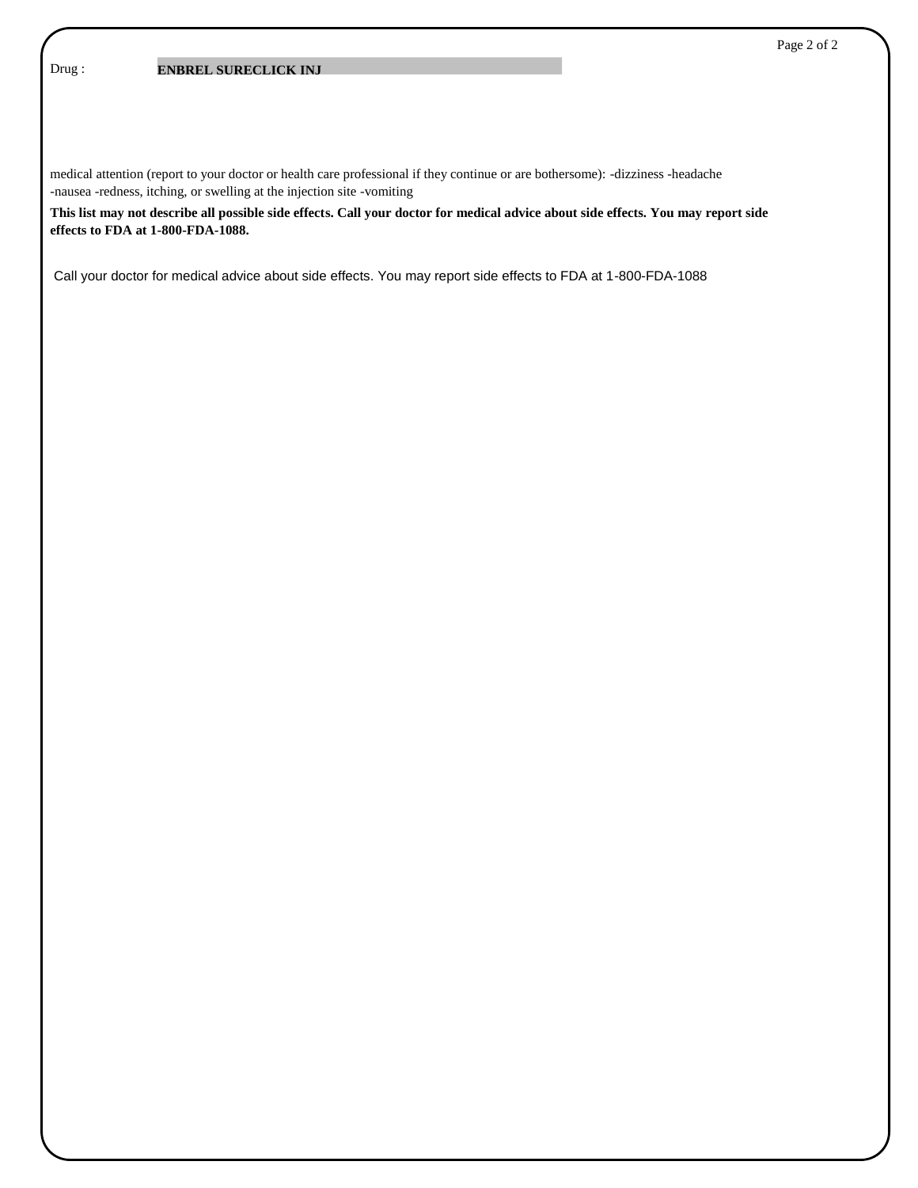Drug : **ENBREL SURECLICK INJ**

medical attention (report to your doctor or health care professional if they continue or are bothersome): -dizziness -headache -nausea -redness, itching, or swelling at the injection site -vomiting

**This list may not describe all possible side effects. Call your doctor for medical advice about side effects. You may report side effects to FDA at 1-800-FDA-1088.**

Call your doctor for medical advice about side effects. You may report side effects to FDA at 1-800-FDA-1088